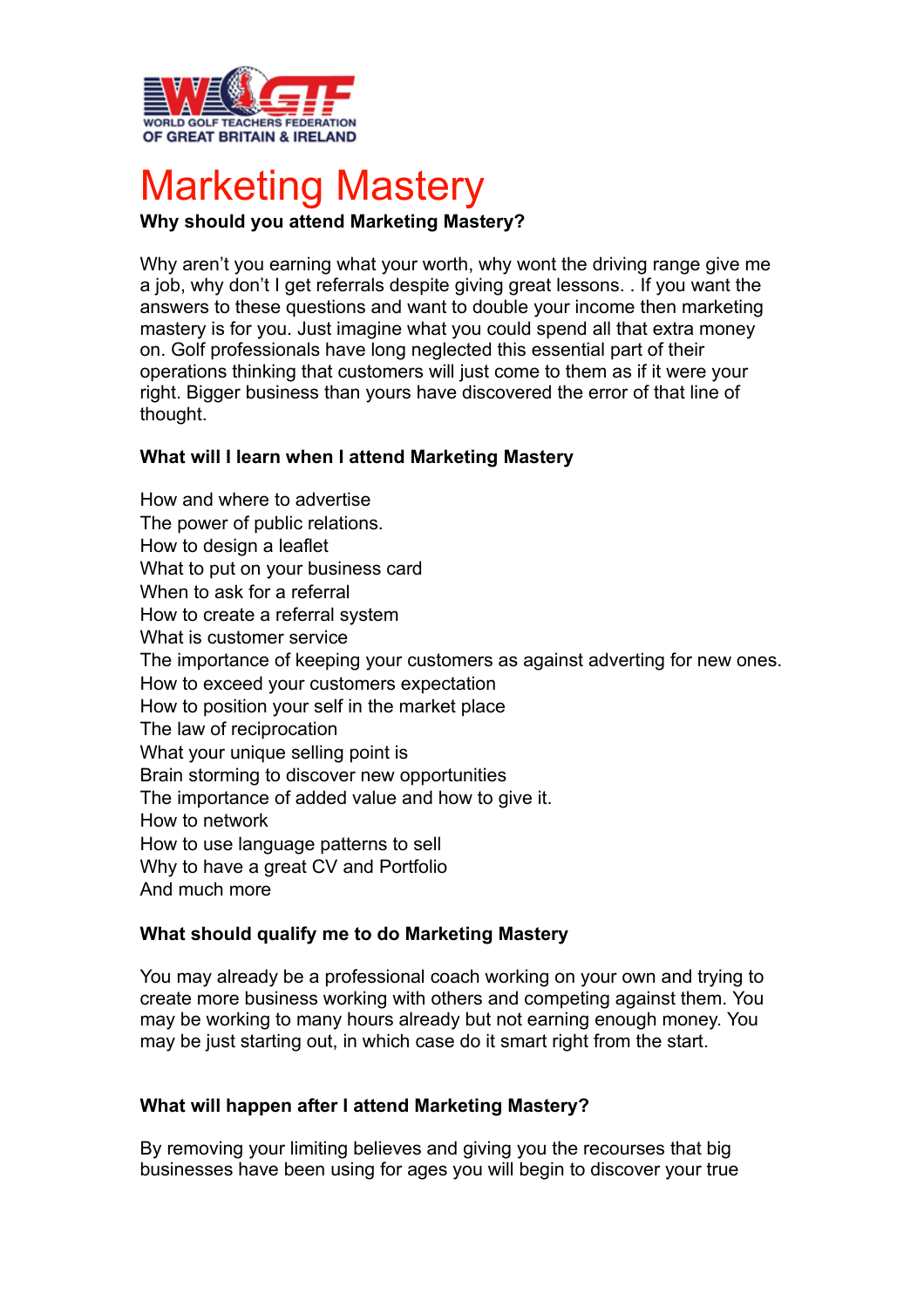WORLD GOLF TEACHERS FEDERATION OF GREAT BRITAIN & IRELAND

# Marketing Mastery

**Why should you attend Marketing Mastery?**

Why aren't you earning what your worth, why wont the driving range give me a job, why don't I get referrals despite giving great lessons. . If you want the answers to these questions and want to double your income then marketing mastery is for you. Just imagine what you could spend all that extra money on. Golf professionals have long neglected this essential part of their operations thinking that customers will just come to them as if it were your right. Bigger business than yours have discovered the error of that line of thought.

**What will I learn when I attend Marketing Mastery**

How and where to advertise
The power of public relations.
How to design a leaflet
What to put on your business card
When to ask for a referral
How to create a referral system
What is customer service
The importance of keeping your customers as against adverting for new ones.
How to exceed your customers expectation
How to position your self in the market place
The law of reciprocation
What your unique selling point is
Brain storming to discover new opportunities
The importance of added value and how to give it.
How to network
How to use language patterns to sell
Why to have a great CV and Portfolio
And much more

**What should qualify me to do Marketing Mastery**

You may already be a professional coach working on your own and trying to create more business working with others and competing against them. You may be working to many hours already but not earning enough money. You may be just starting out, in which case do it smart right from the start.

**What will happen after I attend Marketing Mastery?**

By removing your limiting believes and giving you the recourses that big businesses have been using for ages you will begin to discover your true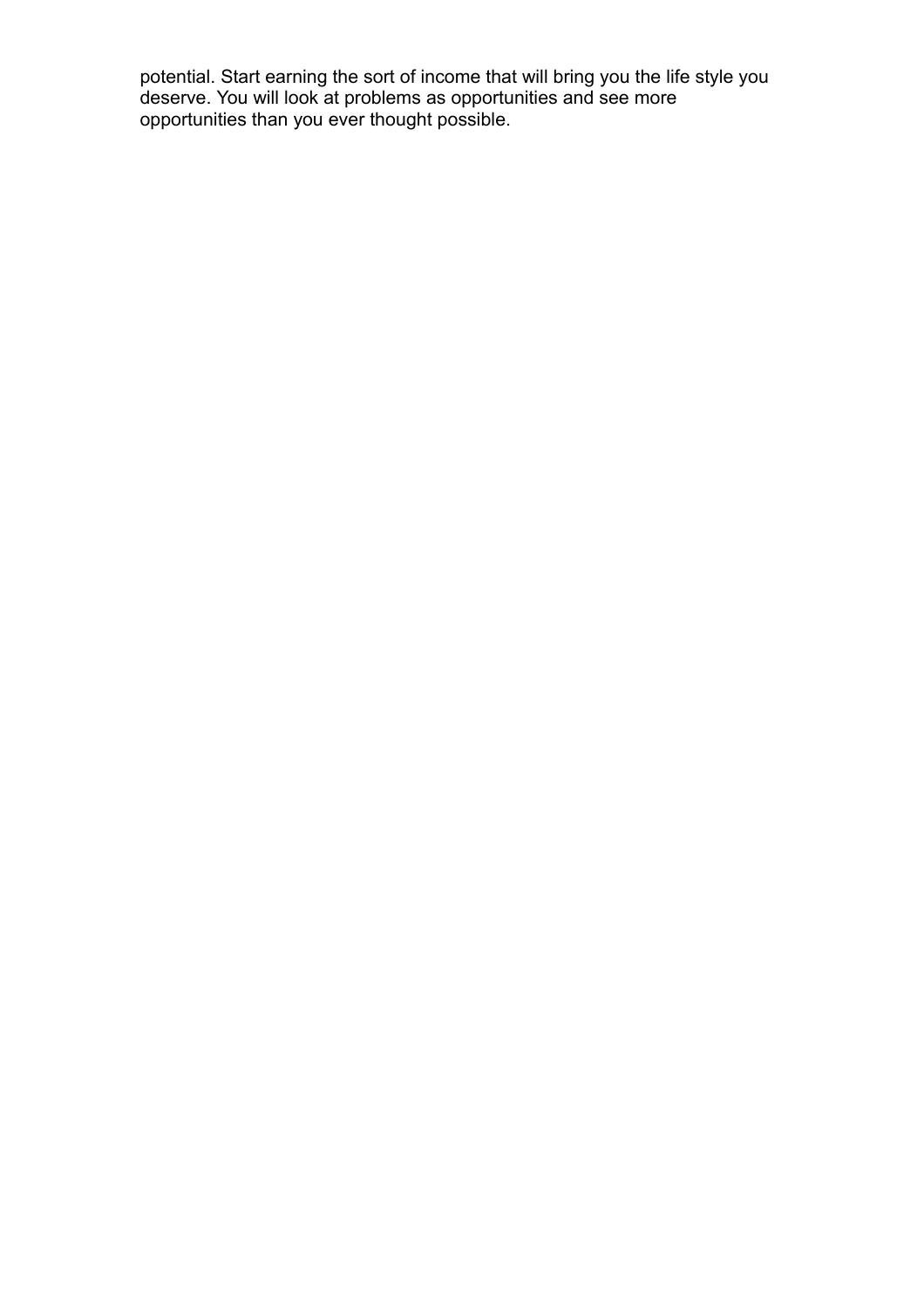potential. Start earning the sort of income that will bring you the life style you deserve. You will look at problems as opportunities and see more opportunities than you ever thought possible.